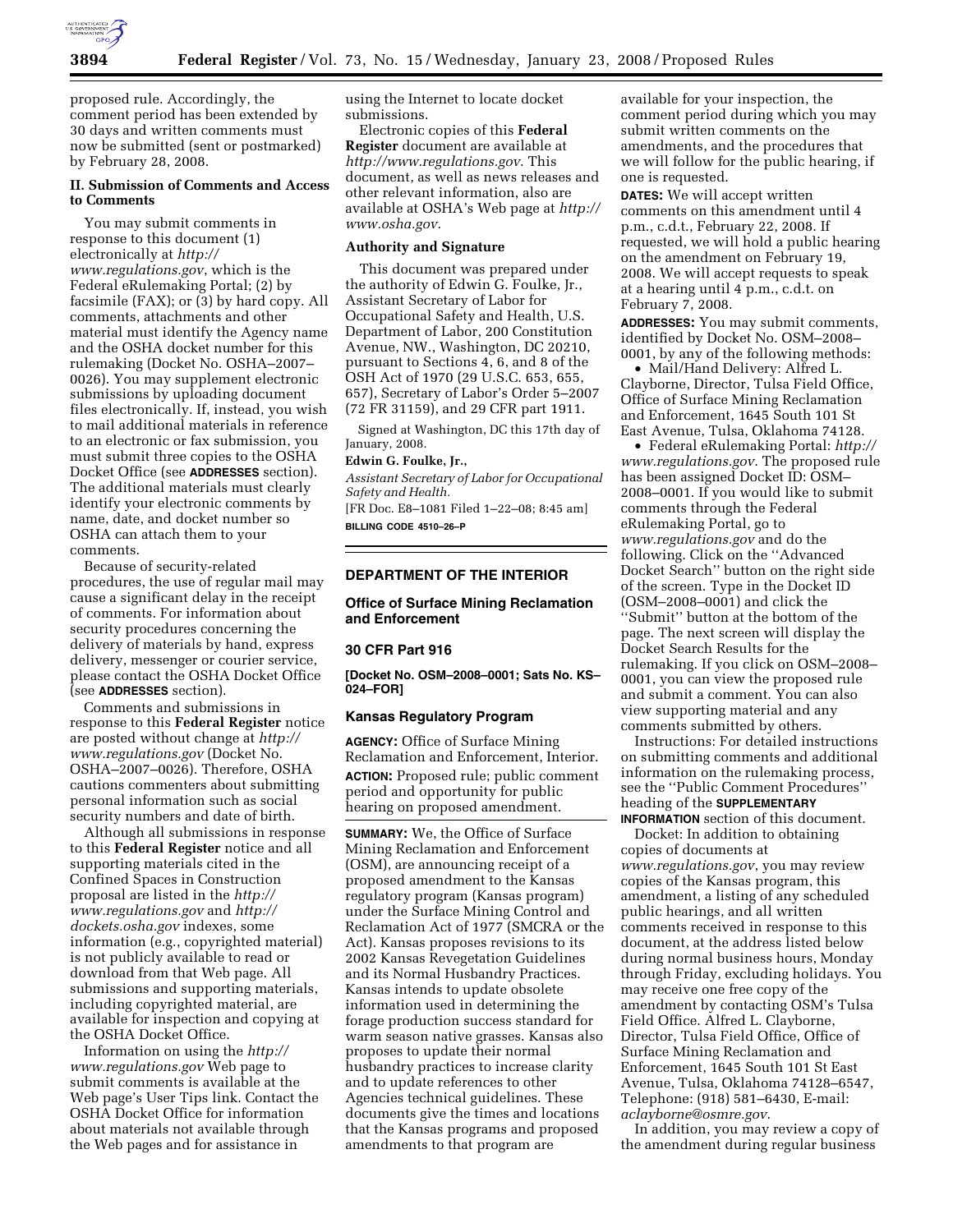proposed rule. Accordingly, the comment period has been extended by 30 days and written comments must now be submitted (sent or postmarked) by February 28, 2008.

## II. Submission of Comments and Access to Comments

You may submit comments in response to this document (1) electronically at *http://www.regulations.gov*, which is the Federal eRulemaking Portal; (2) by facsimile (FAX); or (3) by hard copy. All comments, attachments and other material must identify the Agency name and the OSHA docket number for this rulemaking (Docket No. OSHA–2007–0026). You may supplement electronic submissions by uploading document files electronically. If, instead, you wish to mail additional materials in reference to an electronic or fax submission, you must submit three copies to the OSHA Docket Office (see **ADDRESSES** section). The additional materials must clearly identify your electronic comments by name, date, and docket number so OSHA can attach them to your comments.

Because of security-related procedures, the use of regular mail may cause a significant delay in the receipt of comments. For information about security procedures concerning the delivery of materials by hand, express delivery, messenger or courier service, please contact the OSHA Docket Office (see **ADDRESSES** section).

Comments and submissions in response to this **Federal Register** notice are posted without change at *http://www.regulations.gov* (Docket No. OSHA–2007–0026). Therefore, OSHA cautions commenters about submitting personal information such as social security numbers and date of birth.

Although all submissions in response to this **Federal Register** notice and all supporting materials cited in the Confined Spaces in Construction proposal are listed in the *http://www.regulations.gov* and *http://dockets.osha.gov* indexes, some information (e.g., copyrighted material) is not publicly available to read or download from that Web page. All submissions and supporting materials, including copyrighted material, are available for inspection and copying at the OSHA Docket Office.

Information on using the *http://www.regulations.gov* Web page to submit comments is available at the Web page's User Tips link. Contact the OSHA Docket Office for information about materials not available through the Web pages and for assistance in using the Internet to locate docket submissions.

Electronic copies of this **Federal Register** document are available at *http://www.regulations.gov*. This document, as well as news releases and other relevant information, also are available at OSHA's Web page at *http://www.osha.gov*.

### Authority and Signature

This document was prepared under the authority of Edwin G. Foulke, Jr., Assistant Secretary of Labor for Occupational Safety and Health, U.S. Department of Labor, 200 Constitution Avenue, NW., Washington, DC 20210, pursuant to Sections 4, 6, and 8 of the OSH Act of 1970 (29 U.S.C. 653, 655, 657), Secretary of Labor's Order 5–2007 (72 FR 31159), and 29 CFR part 1911.

Signed at Washington, DC this 17th day of January, 2008.

**Edwin G. Foulke, Jr.,**

*Assistant Secretary of Labor for Occupational Safety and Health.*

[FR Doc. E8–1081 Filed 1–22–08; 8:45 am]

**BILLING CODE 4510–26–P**

---

## DEPARTMENT OF THE INTERIOR

### Office of Surface Mining Reclamation and Enforcement

### 30 CFR Part 916

**[Docket No. OSM–2008–0001; Sats No. KS–024–FOR]**

### Kansas Regulatory Program

**AGENCY:** Office of Surface Mining Reclamation and Enforcement, Interior.

**ACTION:** Proposed rule; public comment period and opportunity for public hearing on proposed amendment.

**SUMMARY:** We, the Office of Surface Mining Reclamation and Enforcement (OSM), are announcing receipt of a proposed amendment to the Kansas regulatory program (Kansas program) under the Surface Mining Control and Reclamation Act of 1977 (SMCRA or the Act). Kansas proposes revisions to its 2002 Kansas Revegetation Guidelines and its Normal Husbandry Practices. Kansas intends to update obsolete information used in determining the forage production success standard for warm season native grasses. Kansas also proposes to update their normal husbandry practices to increase clarity and to update references to other Agencies technical guidelines. These documents give the times and locations that the Kansas programs and proposed amendments to that program are available for your inspection, the comment period during which you may submit written comments on the amendments, and the procedures that we will follow for the public hearing, if one is requested.

**DATES:** We will accept written comments on this amendment until 4 p.m., c.d.t., February 22, 2008. If requested, we will hold a public hearing on the amendment on February 19, 2008. We will accept requests to speak at a hearing until 4 p.m., c.d.t. on February 7, 2008.

**ADDRESSES:** You may submit comments, identified by Docket No. OSM–2008–0001, by any of the following methods:

- Mail/Hand Delivery: Alfred L. Clayborne, Director, Tulsa Field Office, Office of Surface Mining Reclamation and Enforcement, 1645 South 101 St East Avenue, Tulsa, Oklahoma 74128.
- Federal eRulemaking Portal: *http://www.regulations.gov*. The proposed rule has been assigned Docket ID: OSM–2008–0001. If you would like to submit comments through the Federal eRulemaking Portal, go to *www.regulations.gov* and do the following. Click on the ''Advanced Docket Search'' button on the right side of the screen. Type in the Docket ID (OSM–2008–0001) and click the ''Submit'' button at the bottom of the page. The next screen will display the Docket Search Results for the rulemaking. If you click on OSM–2008–0001, you can view the proposed rule and submit a comment. You can also view supporting material and any comments submitted by others.

Instructions: For detailed instructions on submitting comments and additional information on the rulemaking process, see the ''Public Comment Procedures'' heading of the **SUPPLEMENTARY INFORMATION** section of this document.

Docket: In addition to obtaining copies of documents at *www.regulations.gov*, you may review copies of the Kansas program, this amendment, a listing of any scheduled public hearings, and all written comments received in response to this document, at the address listed below during normal business hours, Monday through Friday, excluding holidays. You may receive one free copy of the amendment by contacting OSM's Tulsa Field Office. Alfred L. Clayborne, Director, Tulsa Field Office, Office of Surface Mining Reclamation and Enforcement, 1645 South 101 St East Avenue, Tulsa, Oklahoma 74128–6547, Telephone: (918) 581–6430, E-mail: *aclayborne@osmre.gov*.

In addition, you may review a copy of the amendment during regular business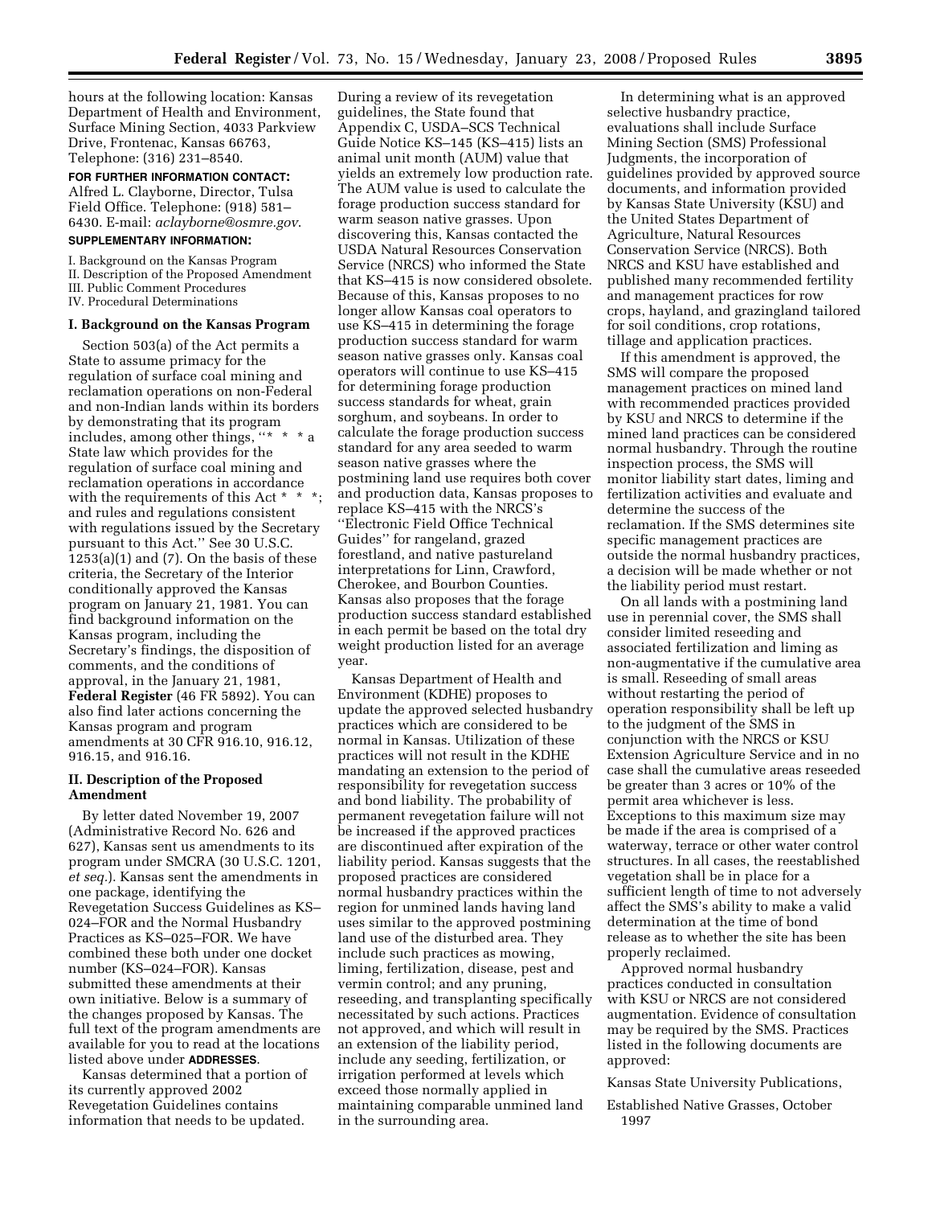hours at the following location: Kansas Department of Health and Environment, Surface Mining Section, 4033 Parkview Drive, Frontenac, Kansas 66763, Telephone: (316) 231–8540.

**FOR FURTHER INFORMATION CONTACT:** Alfred L. Clayborne, Director, Tulsa Field Office. Telephone: (918) 581–6430. E-mail: *aclayborne@osmre.gov*.

**SUPPLEMENTARY INFORMATION:**

I. Background on the Kansas Program
II. Description of the Proposed Amendment
III. Public Comment Procedures
IV. Procedural Determinations

## I. Background on the Kansas Program

Section 503(a) of the Act permits a State to assume primacy for the regulation of surface coal mining and reclamation operations on non-Federal and non-Indian lands within its borders by demonstrating that its program includes, among other things, ''* * * a State law which provides for the regulation of surface coal mining and reclamation operations in accordance with the requirements of this Act * * *; and rules and regulations consistent with regulations issued by the Secretary pursuant to this Act.'' See 30 U.S.C. 1253(a)(1) and (7). On the basis of these criteria, the Secretary of the Interior conditionally approved the Kansas program on January 21, 1981. You can find background information on the Kansas program, including the Secretary's findings, the disposition of comments, and the conditions of approval, in the January 21, 1981, **Federal Register** (46 FR 5892). You can also find later actions concerning the Kansas program and program amendments at 30 CFR 916.10, 916.12, 916.15, and 916.16.

## II. Description of the Proposed Amendment

By letter dated November 19, 2007 (Administrative Record No. 626 and 627), Kansas sent us amendments to its program under SMCRA (30 U.S.C. 1201, *et seq*.). Kansas sent the amendments in one package, identifying the Revegetation Success Guidelines as KS–024–FOR and the Normal Husbandry Practices as KS–025–FOR. We have combined these both under one docket number (KS–024–FOR). Kansas submitted these amendments at their own initiative. Below is a summary of the changes proposed by Kansas. The full text of the program amendments are available for you to read at the locations listed above under **ADDRESSES**.

Kansas determined that a portion of its currently approved 2002 Revegetation Guidelines contains information that needs to be updated. During a review of its revegetation guidelines, the State found that Appendix C, USDA–SCS Technical Guide Notice KS–145 (KS–415) lists an animal unit month (AUM) value that yields an extremely low production rate. The AUM value is used to calculate the forage production success standard for warm season native grasses. Upon discovering this, Kansas contacted the USDA Natural Resources Conservation Service (NRCS) who informed the State that KS–415 is now considered obsolete. Because of this, Kansas proposes to no longer allow Kansas coal operators to use KS–415 in determining the forage production success standard for warm season native grasses only. Kansas coal operators will continue to use KS–415 for determining forage production success standards for wheat, grain sorghum, and soybeans. In order to calculate the forage production success standard for any area seeded to warm season native grasses where the postmining land use requires both cover and production data, Kansas proposes to replace KS–415 with the NRCS's ''Electronic Field Office Technical Guides'' for rangeland, grazed forestland, and native pastureland interpretations for Linn, Crawford, Cherokee, and Bourbon Counties. Kansas also proposes that the forage production success standard established in each permit be based on the total dry weight production listed for an average year.

Kansas Department of Health and Environment (KDHE) proposes to update the approved selected husbandry practices which are considered to be normal in Kansas. Utilization of these practices will not result in the KDHE mandating an extension to the period of responsibility for revegetation success and bond liability. The probability of permanent revegetation failure will not be increased if the approved practices are discontinued after expiration of the liability period. Kansas suggests that the proposed practices are considered normal husbandry practices within the region for unmined lands having land uses similar to the approved postmining land use of the disturbed area. They include such practices as mowing, liming, fertilization, disease, pest and vermin control; and any pruning, reseeding, and transplanting specifically necessitated by such actions. Practices not approved, and which will result in an extension of the liability period, include any seeding, fertilization, or irrigation performed at levels which exceed those normally applied in maintaining comparable unmined land in the surrounding area.

In determining what is an approved selective husbandry practice, evaluations shall include Surface Mining Section (SMS) Professional Judgments, the incorporation of guidelines provided by approved source documents, and information provided by Kansas State University (KSU) and the United States Department of Agriculture, Natural Resources Conservation Service (NRCS). Both NRCS and KSU have established and published many recommended fertility and management practices for row crops, hayland, and grazingland tailored for soil conditions, crop rotations, tillage and application practices.

If this amendment is approved, the SMS will compare the proposed management practices on mined land with recommended practices provided by KSU and NRCS to determine if the mined land practices can be considered normal husbandry. Through the routine inspection process, the SMS will monitor liability start dates, liming and fertilization activities and evaluate and determine the success of the reclamation. If the SMS determines site specific management practices are outside the normal husbandry practices, a decision will be made whether or not the liability period must restart.

On all lands with a postmining land use in perennial cover, the SMS shall consider limited reseeding and associated fertilization and liming as non-augmentative if the cumulative area is small. Reseeding of small areas without restarting the period of operation responsibility shall be left up to the judgment of the SMS in conjunction with the NRCS or KSU Extension Agriculture Service and in no case shall the cumulative areas reseeded be greater than 3 acres or 10% of the permit area whichever is less. Exceptions to this maximum size may be made if the area is comprised of a waterway, terrace or other water control structures. In all cases, the reestablished vegetation shall be in place for a sufficient length of time to not adversely affect the SMS's ability to make a valid determination at the time of bond release as to whether the site has been properly reclaimed.

Approved normal husbandry practices conducted in consultation with KSU or NRCS are not considered augmentation. Evidence of consultation may be required by the SMS. Practices listed in the following documents are approved:

Kansas State University Publications,

Established Native Grasses, October 1997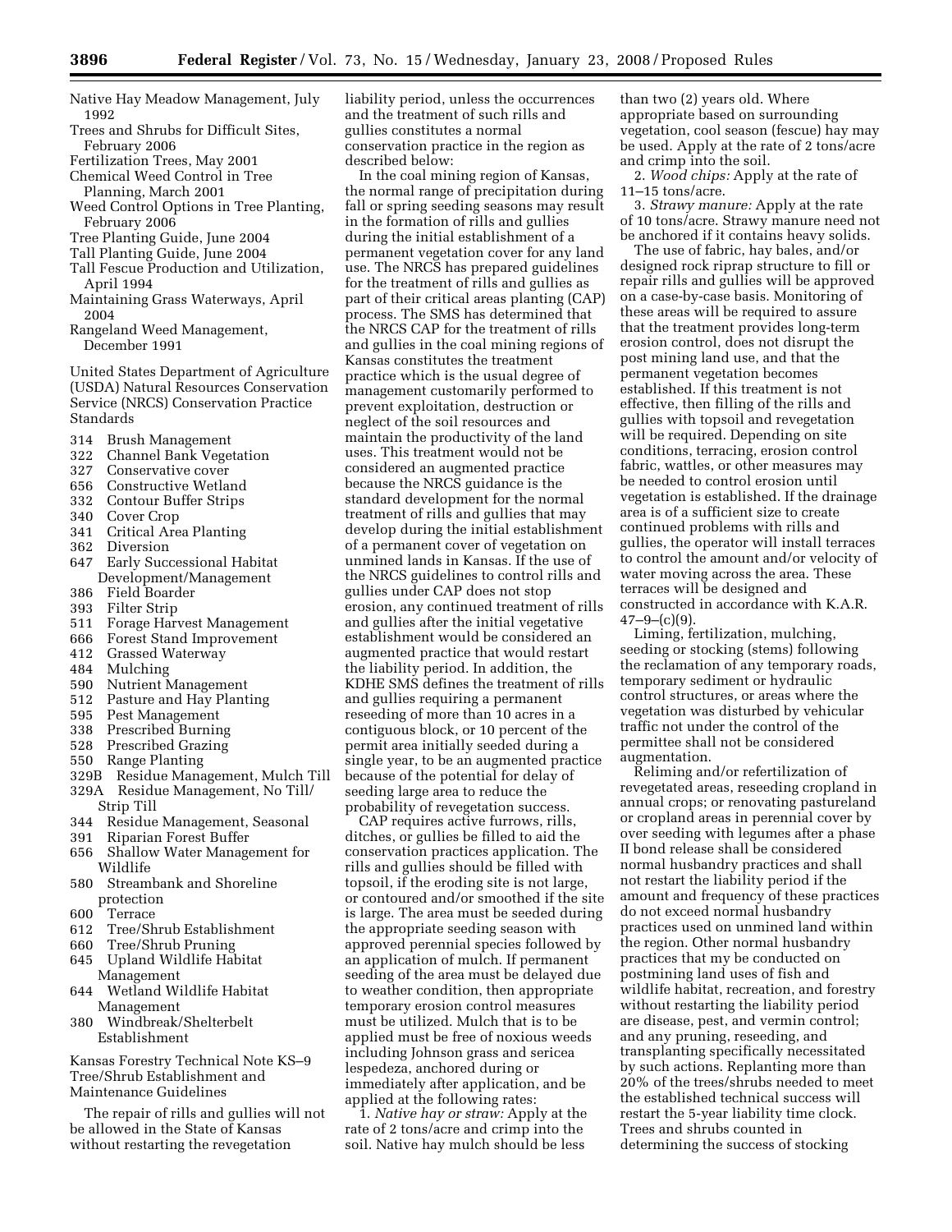Native Hay Meadow Management, July 1992

Trees and Shrubs for Difficult Sites, February 2006

Fertilization Trees, May 2001

Chemical Weed Control in Tree Planning, March 2001

Weed Control Options in Tree Planting, February 2006

Tree Planting Guide, June 2004

Tall Planting Guide, June 2004

Tall Fescue Production and Utilization, April 1994

Maintaining Grass Waterways, April 2004

Rangeland Weed Management, December 1991

United States Department of Agriculture (USDA) Natural Resources Conservation Service (NRCS) Conservation Practice Standards

314 Brush Management
322 Channel Bank Vegetation
327 Conservative cover
656 Constructive Wetland
332 Contour Buffer Strips
340 Cover Crop
341 Critical Area Planting
362 Diversion
647 Early Successional Habitat Development/Management
386 Field Boarder
393 Filter Strip
511 Forage Harvest Management
666 Forest Stand Improvement
412 Grassed Waterway
484 Mulching
590 Nutrient Management
512 Pasture and Hay Planting
595 Pest Management
338 Prescribed Burning
528 Prescribed Grazing
550 Range Planting
329B Residue Management, Mulch Till
329A Residue Management, No Till/Strip Till
344 Residue Management, Seasonal
391 Riparian Forest Buffer
656 Shallow Water Management for Wildlife
580 Streambank and Shoreline protection
600 Terrace
612 Tree/Shrub Establishment
660 Tree/Shrub Pruning
645 Upland Wildlife Habitat Management
644 Wetland Wildlife Habitat Management
380 Windbreak/Shelterbelt Establishment

Kansas Forestry Technical Note KS–9 Tree/Shrub Establishment and Maintenance Guidelines

The repair of rills and gullies will not be allowed in the State of Kansas without restarting the revegetation liability period, unless the occurrences and the treatment of such rills and gullies constitutes a normal conservation practice in the region as described below:

In the coal mining region of Kansas, the normal range of precipitation during fall or spring seeding seasons may result in the formation of rills and gullies during the initial establishment of a permanent vegetation cover for any land use. The NRCS has prepared guidelines for the treatment of rills and gullies as part of their critical areas planting (CAP) process. The SMS has determined that the NRCS CAP for the treatment of rills and gullies in the coal mining regions of Kansas constitutes the treatment practice which is the usual degree of management customarily performed to prevent exploitation, destruction or neglect of the soil resources and maintain the productivity of the land uses. This treatment would not be considered an augmented practice because the NRCS guidance is the standard development for the normal treatment of rills and gullies that may develop during the initial establishment of a permanent cover of vegetation on unmined lands in Kansas. If the use of the NRCS guidelines to control rills and gullies under CAP does not stop erosion, any continued treatment of rills and gullies after the initial vegetative establishment would be considered an augmented practice that would restart the liability period. In addition, the KDHE SMS defines the treatment of rills and gullies requiring a permanent reseeding of more than 10 acres in a contiguous block, or 10 percent of the permit area initially seeded during a single year, to be an augmented practice because of the potential for delay of seeding large area to reduce the probability of revegetation success.

CAP requires active furrows, rills, ditches, or gullies be filled to aid the conservation practices application. The rills and gullies should be filled with topsoil, if the eroding site is not large, or contoured and/or smoothed if the site is large. The area must be seeded during the appropriate seeding season with approved perennial species followed by an application of mulch. If permanent seeding of the area must be delayed due to weather condition, then appropriate temporary erosion control measures must be utilized. Mulch that is to be applied must be free of noxious weeds including Johnson grass and sericea lespedeza, anchored during or immediately after application, and be applied at the following rates:

1. *Native hay or straw:* Apply at the rate of 2 tons/acre and crimp into the soil. Native hay mulch should be less than two (2) years old. Where appropriate based on surrounding vegetation, cool season (fescue) hay may be used. Apply at the rate of 2 tons/acre and crimp into the soil.

2. *Wood chips:* Apply at the rate of 11–15 tons/acre.

3. *Strawy manure:* Apply at the rate of 10 tons/acre. Strawy manure need not be anchored if it contains heavy solids.

The use of fabric, hay bales, and/or designed rock riprap structure to fill or repair rills and gullies will be approved on a case-by-case basis. Monitoring of these areas will be required to assure that the treatment provides long-term erosion control, does not disrupt the post mining land use, and that the permanent vegetation becomes established. If this treatment is not effective, then filling of the rills and gullies with topsoil and revegetation will be required. Depending on site conditions, terracing, erosion control fabric, wattles, or other measures may be needed to control erosion until vegetation is established. If the drainage area is of a sufficient size to create continued problems with rills and gullies, the operator will install terraces to control the amount and/or velocity of water moving across the area. These terraces will be designed and constructed in accordance with K.A.R. 47–9–(c)(9).

Liming, fertilization, mulching, seeding or stocking (stems) following the reclamation of any temporary roads, temporary sediment or hydraulic control structures, or areas where the vegetation was disturbed by vehicular traffic not under the control of the permittee shall not be considered augmentation.

Reliming and/or refertilization of revegetated areas, reseeding cropland in annual crops; or renovating pastureland or cropland areas in perennial cover by over seeding with legumes after a phase II bond release shall be considered normal husbandry practices and shall not restart the liability period if the amount and frequency of these practices do not exceed normal husbandry practices used on unmined land within the region. Other normal husbandry practices that my be conducted on postmining land uses of fish and wildlife habitat, recreation, and forestry without restarting the liability period are disease, pest, and vermin control; and any pruning, reseeding, and transplanting specifically necessitated by such actions. Replanting more than 20% of the trees/shrubs needed to meet the established technical success will restart the 5-year liability time clock. Trees and shrubs counted in determining the success of stocking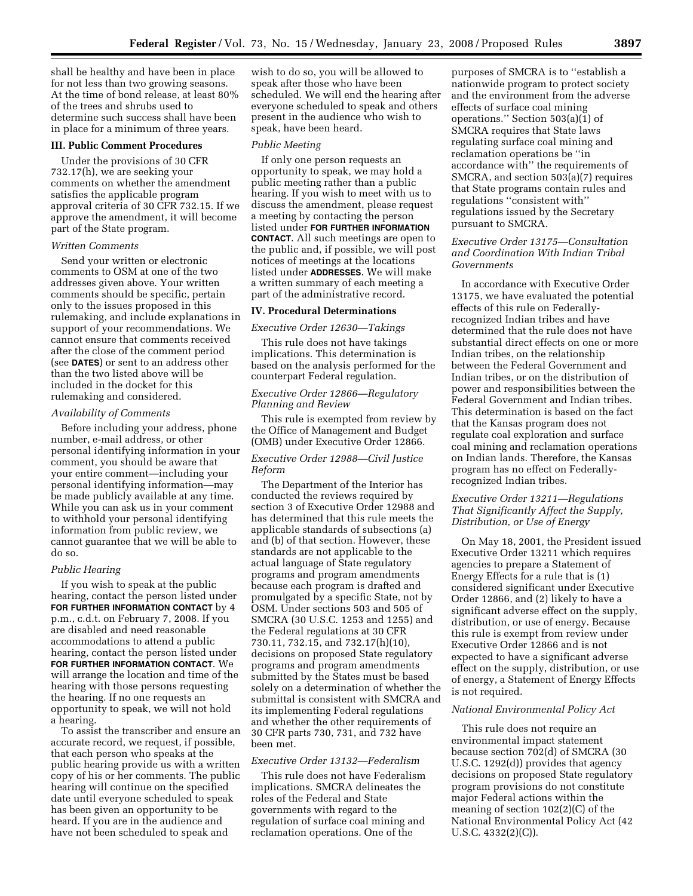shall be healthy and have been in place for not less than two growing seasons. At the time of bond release, at least 80% of the trees and shrubs used to determine such success shall have been in place for a minimum of three years.

## III. Public Comment Procedures

Under the provisions of 30 CFR 732.17(h), we are seeking your comments on whether the amendment satisfies the applicable program approval criteria of 30 CFR 732.15. If we approve the amendment, it will become part of the State program.

### *Written Comments*

Send your written or electronic comments to OSM at one of the two addresses given above. Your written comments should be specific, pertain only to the issues proposed in this rulemaking, and include explanations in support of your recommendations. We cannot ensure that comments received after the close of the comment period (see **DATES**) or sent to an address other than the two listed above will be included in the docket for this rulemaking and considered.

### *Availability of Comments*

Before including your address, phone number, e-mail address, or other personal identifying information in your comment, you should be aware that your entire comment—including your personal identifying information—may be made publicly available at any time. While you can ask us in your comment to withhold your personal identifying information from public review, we cannot guarantee that we will be able to do so.

### *Public Hearing*

If you wish to speak at the public hearing, contact the person listed under **FOR FURTHER INFORMATION CONTACT** by 4 p.m., c.d.t. on February 7, 2008. If you are disabled and need reasonable accommodations to attend a public hearing, contact the person listed under **FOR FURTHER INFORMATION CONTACT**. We will arrange the location and time of the hearing with those persons requesting the hearing. If no one requests an opportunity to speak, we will not hold a hearing.

To assist the transcriber and ensure an accurate record, we request, if possible, that each person who speaks at the public hearing provide us with a written copy of his or her comments. The public hearing will continue on the specified date until everyone scheduled to speak has been given an opportunity to be heard. If you are in the audience and have not been scheduled to speak and wish to do so, you will be allowed to speak after those who have been scheduled. We will end the hearing after everyone scheduled to speak and others present in the audience who wish to speak, have been heard.

### *Public Meeting*

If only one person requests an opportunity to speak, we may hold a public meeting rather than a public hearing. If you wish to meet with us to discuss the amendment, please request a meeting by contacting the person listed under **FOR FURTHER INFORMATION CONTACT**. All such meetings are open to the public and, if possible, we will post notices of meetings at the locations listed under **ADDRESSES**. We will make a written summary of each meeting a part of the administrative record.

## IV. Procedural Determinations

### *Executive Order 12630—Takings*

This rule does not have takings implications. This determination is based on the analysis performed for the counterpart Federal regulation.

### *Executive Order 12866—Regulatory Planning and Review*

This rule is exempted from review by the Office of Management and Budget (OMB) under Executive Order 12866.

### *Executive Order 12988—Civil Justice Reform*

The Department of the Interior has conducted the reviews required by section 3 of Executive Order 12988 and has determined that this rule meets the applicable standards of subsections (a) and (b) of that section. However, these standards are not applicable to the actual language of State regulatory programs and program amendments because each program is drafted and promulgated by a specific State, not by OSM. Under sections 503 and 505 of SMCRA (30 U.S.C. 1253 and 1255) and the Federal regulations at 30 CFR 730.11, 732.15, and 732.17(h)(10), decisions on proposed State regulatory programs and program amendments submitted by the States must be based solely on a determination of whether the submittal is consistent with SMCRA and its implementing Federal regulations and whether the other requirements of 30 CFR parts 730, 731, and 732 have been met.

### *Executive Order 13132—Federalism*

This rule does not have Federalism implications. SMCRA delineates the roles of the Federal and State governments with regard to the regulation of surface coal mining and reclamation operations. One of the purposes of SMCRA is to "establish a nationwide program to protect society and the environment from the adverse effects of surface coal mining operations." Section 503(a)(1) of SMCRA requires that State laws regulating surface coal mining and reclamation operations be "in accordance with" the requirements of SMCRA, and section 503(a)(7) requires that State programs contain rules and regulations "consistent with" regulations issued by the Secretary pursuant to SMCRA.

### *Executive Order 13175—Consultation and Coordination With Indian Tribal Governments*

In accordance with Executive Order 13175, we have evaluated the potential effects of this rule on Federally-recognized Indian tribes and have determined that the rule does not have substantial direct effects on one or more Indian tribes, on the relationship between the Federal Government and Indian tribes, or on the distribution of power and responsibilities between the Federal Government and Indian tribes. This determination is based on the fact that the Kansas program does not regulate coal exploration and surface coal mining and reclamation operations on Indian lands. Therefore, the Kansas program has no effect on Federally-recognized Indian tribes.

### *Executive Order 13211—Regulations That Significantly Affect the Supply, Distribution, or Use of Energy*

On May 18, 2001, the President issued Executive Order 13211 which requires agencies to prepare a Statement of Energy Effects for a rule that is (1) considered significant under Executive Order 12866, and (2) likely to have a significant adverse effect on the supply, distribution, or use of energy. Because this rule is exempt from review under Executive Order 12866 and is not expected to have a significant adverse effect on the supply, distribution, or use of energy, a Statement of Energy Effects is not required.

### *National Environmental Policy Act*

This rule does not require an environmental impact statement because section 702(d) of SMCRA (30 U.S.C. 1292(d)) provides that agency decisions on proposed State regulatory program provisions do not constitute major Federal actions within the meaning of section 102(2)(C) of the National Environmental Policy Act (42 U.S.C. 4332(2)(C)).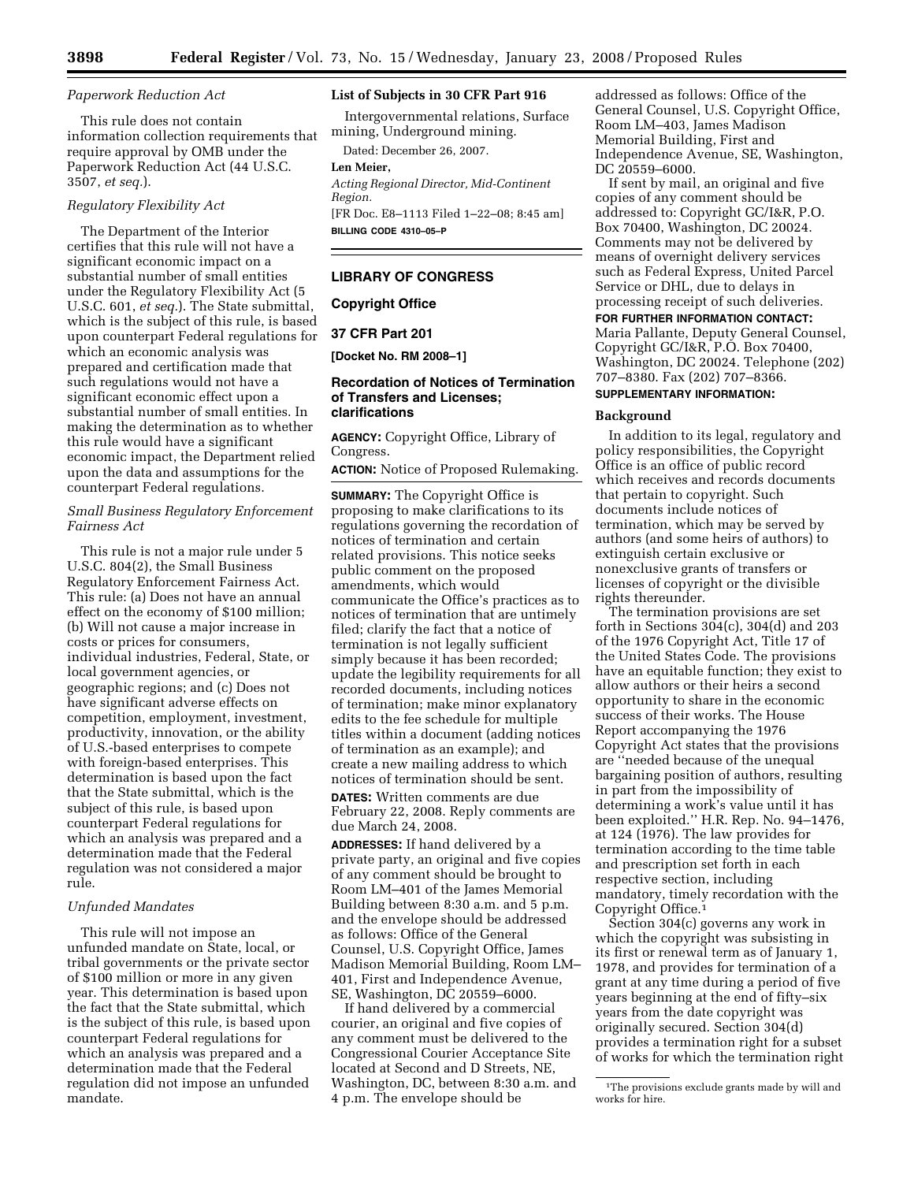*Paperwork Reduction Act*

This rule does not contain information collection requirements that require approval by OMB under the Paperwork Reduction Act (44 U.S.C. 3507, *et seq.*).

*Regulatory Flexibility Act*

The Department of the Interior certifies that this rule will not have a significant economic impact on a substantial number of small entities under the Regulatory Flexibility Act (5 U.S.C. 601, *et seq.*). The State submittal, which is the subject of this rule, is based upon counterpart Federal regulations for which an economic analysis was prepared and certification made that such regulations would not have a significant economic effect upon a substantial number of small entities. In making the determination as to whether this rule would have a significant economic impact, the Department relied upon the data and assumptions for the counterpart Federal regulations.

*Small Business Regulatory Enforcement Fairness Act*

This rule is not a major rule under 5 U.S.C. 804(2), the Small Business Regulatory Enforcement Fairness Act. This rule: (a) Does not have an annual effect on the economy of $100 million; (b) Will not cause a major increase in costs or prices for consumers, individual industries, Federal, State, or local government agencies, or geographic regions; and (c) Does not have significant adverse effects on competition, employment, investment, productivity, innovation, or the ability of U.S.-based enterprises to compete with foreign-based enterprises. This determination is based upon the fact that the State submittal, which is the subject of this rule, is based upon counterpart Federal regulations for which an analysis was prepared and a determination made that the Federal regulation was not considered a major rule.

*Unfunded Mandates*

This rule will not impose an unfunded mandate on State, local, or tribal governments or the private sector of $100 million or more in any given year. This determination is based upon the fact that the State submittal, which is the subject of this rule, is based upon counterpart Federal regulations for which an analysis was prepared and a determination made that the Federal regulation did not impose an unfunded mandate.

**List of Subjects in 30 CFR Part 916**

Intergovernmental relations, Surface mining, Underground mining.

Dated: December 26, 2007.

**Len Meier,**

*Acting Regional Director, Mid-Continent Region.*

[FR Doc. E8–1113 Filed 1–22–08; 8:45 am]

**BILLING CODE 4310–05–P**

---

## LIBRARY OF CONGRESS

### Copyright Office

### 37 CFR Part 201

**[Docket No. RM 2008–1]**

### Recordation of Notices of Termination of Transfers and Licenses; clarifications

**AGENCY:** Copyright Office, Library of Congress.

**ACTION:** Notice of Proposed Rulemaking.

**SUMMARY:** The Copyright Office is proposing to make clarifications to its regulations governing the recordation of notices of termination and certain related provisions. This notice seeks public comment on the proposed amendments, which would communicate the Office's practices as to notices of termination that are untimely filed; clarify the fact that a notice of termination is not legally sufficient simply because it has been recorded; update the legibility requirements for all recorded documents, including notices of termination; make minor explanatory edits to the fee schedule for multiple titles within a document (adding notices of termination as an example); and create a new mailing address to which notices of termination should be sent.

**DATES:** Written comments are due February 22, 2008. Reply comments are due March 24, 2008.

**ADDRESSES:** If hand delivered by a private party, an original and five copies of any comment should be brought to Room LM–401 of the James Memorial Building between 8:30 a.m. and 5 p.m. and the envelope should be addressed as follows: Office of the General Counsel, U.S. Copyright Office, James Madison Memorial Building, Room LM–401, First and Independence Avenue, SE, Washington, DC 20559–6000.

If hand delivered by a commercial courier, an original and five copies of any comment must be delivered to the Congressional Courier Acceptance Site located at Second and D Streets, NE, Washington, DC, between 8:30 a.m. and 4 p.m. The envelope should be addressed as follows: Office of the General Counsel, U.S. Copyright Office, Room LM–403, James Madison Memorial Building, First and Independence Avenue, SE, Washington, DC 20559–6000.

If sent by mail, an original and five copies of any comment should be addressed to: Copyright GC/I&R, P.O. Box 70400, Washington, DC 20024. Comments may not be delivered by means of overnight delivery services such as Federal Express, United Parcel Service or DHL, due to delays in processing receipt of such deliveries.

**FOR FURTHER INFORMATION CONTACT:** Maria Pallante, Deputy General Counsel, Copyright GC/I&R, P.O. Box 70400, Washington, DC 20024. Telephone (202) 707–8380. Fax (202) 707–8366.

**SUPPLEMENTARY INFORMATION:**

**Background**

In addition to its legal, regulatory and policy responsibilities, the Copyright Office is an office of public record which receives and records documents that pertain to copyright. Such documents include notices of termination, which may be served by authors (and some heirs of authors) to extinguish certain exclusive or nonexclusive grants of transfers or licenses of copyright or the divisible rights thereunder.

The termination provisions are set forth in Sections 304(c), 304(d) and 203 of the 1976 Copyright Act, Title 17 of the United States Code. The provisions have an equitable function; they exist to allow authors or their heirs a second opportunity to share in the economic success of their works. The House Report accompanying the 1976 Copyright Act states that the provisions are "needed because of the unequal bargaining position of authors, resulting in part from the impossibility of determining a work's value until it has been exploited." H.R. Rep. No. 94–1476, at 124 (1976). The law provides for termination according to the time table and prescription set forth in each respective section, including mandatory, timely recordation with the Copyright Office.[1]

Section 304(c) governs any work in which the copyright was subsisting in its first or renewal term as of January 1, 1978, and provides for termination of a grant at any time during a period of five years beginning at the end of fifty–six years from the date copyright was originally secured. Section 304(d) provides a termination right for a subset of works for which the termination right

[1] The provisions exclude grants made by will and works for hire.